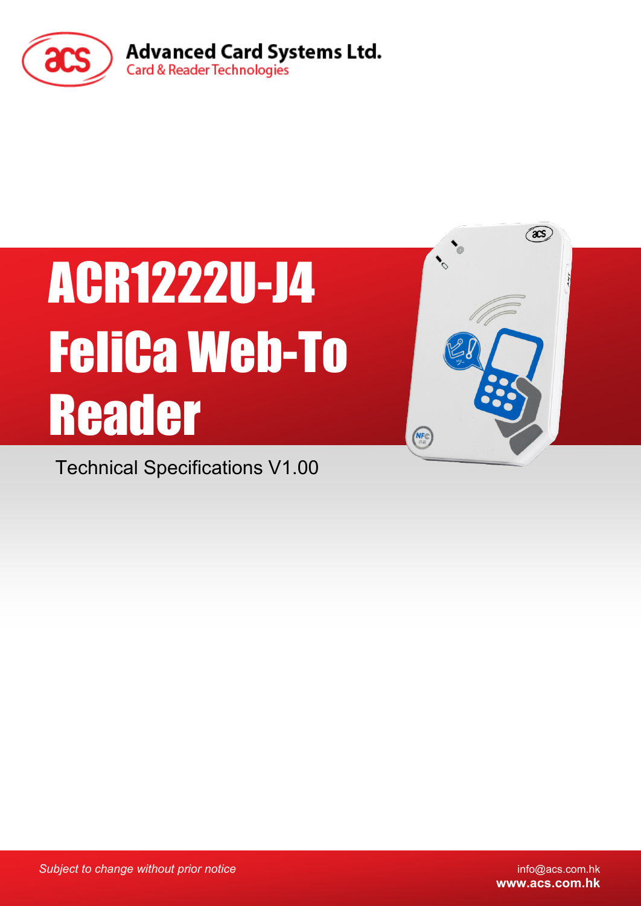Advanced Card Systems Ltd.
Card & Reader Technologies

# ACR1222U-J4 FeliCa Web-To Reader

Technical Specifications V1.00

*Subject to change without prior notice*

info@acs.com.hk
**www.acs.com.hk**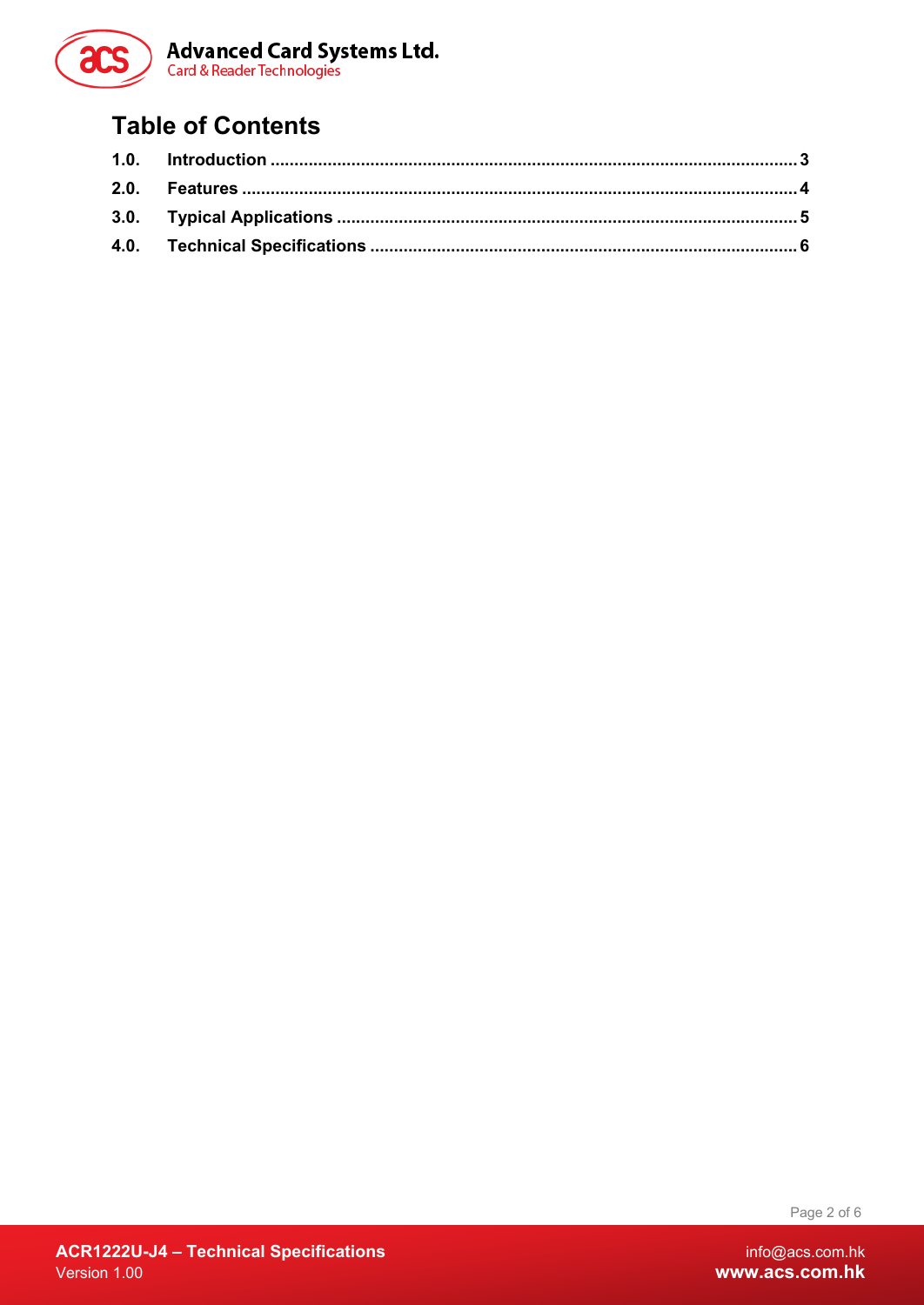# Table of Contents

1.0. Introduction ........................................................................................................... 3
2.0. Features .................................................................................................................. 4
3.0. Typical Applications ............................................................................................... 5
4.0. Technical Specifications ......................................................................................... 6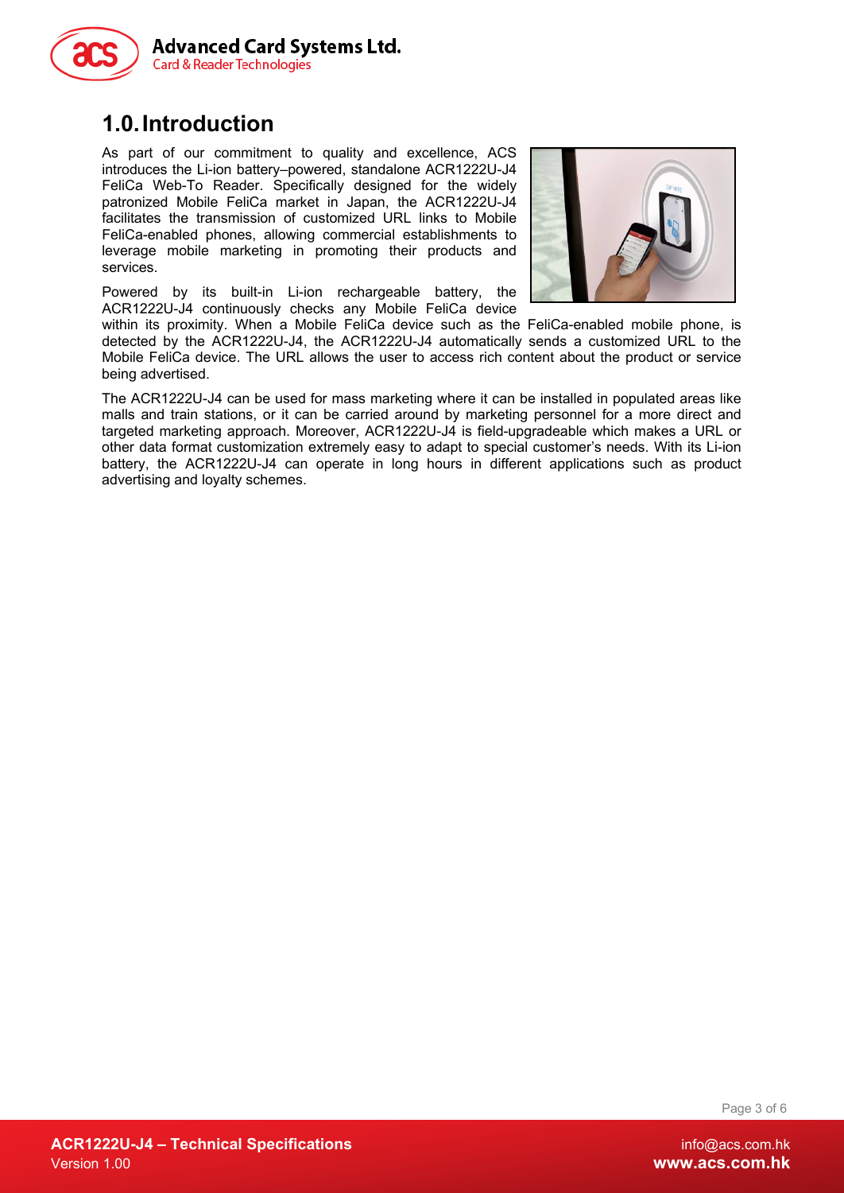# 1.0. Introduction

As part of our commitment to quality and excellence, ACS introduces the Li-ion battery–powered, standalone ACR1222U-J4 FeliCa Web-To Reader. Specifically designed for the widely patronized Mobile FeliCa market in Japan, the ACR1222U-J4 facilitates the transmission of customized URL links to Mobile FeliCa-enabled phones, allowing commercial establishments to leverage mobile marketing in promoting their products and services.

Powered by its built-in Li-ion rechargeable battery, the ACR1222U-J4 continuously checks any Mobile FeliCa device within its proximity. When a Mobile FeliCa device such as the FeliCa-enabled mobile phone, is detected by the ACR1222U-J4, the ACR1222U-J4 automatically sends a customized URL to the Mobile FeliCa device. The URL allows the user to access rich content about the product or service being advertised.

The ACR1222U-J4 can be used for mass marketing where it can be installed in populated areas like malls and train stations, or it can be carried around by marketing personnel for a more direct and targeted marketing approach. Moreover, ACR1222U-J4 is field-upgradeable which makes a URL or other data format customization extremely easy to adapt to special customer's needs. With its Li-ion battery, the ACR1222U-J4 can operate in long hours in different applications such as product advertising and loyalty schemes.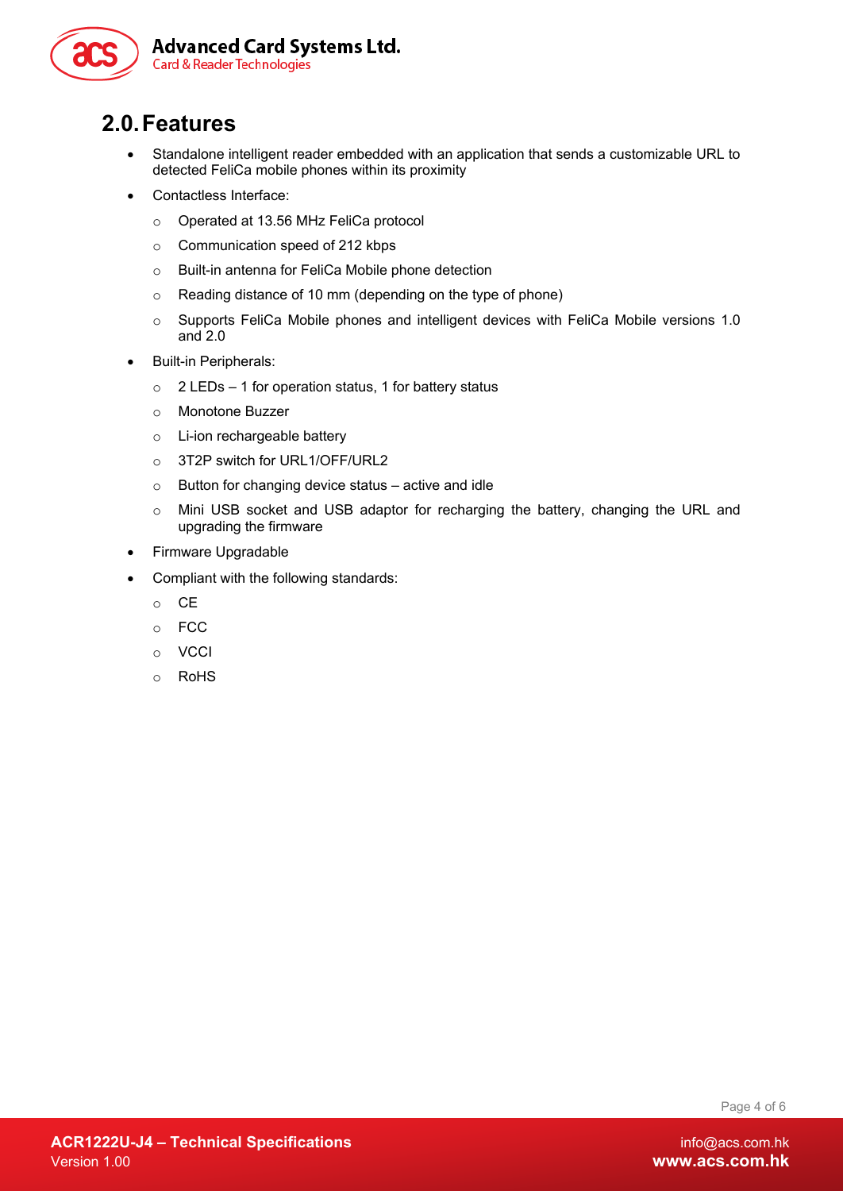# 2.0. Features

- Standalone intelligent reader embedded with an application that sends a customizable URL to detected FeliCa mobile phones within its proximity
- Contactless Interface:
  - Operated at 13.56 MHz FeliCa protocol
  - Communication speed of 212 kbps
  - Built-in antenna for FeliCa Mobile phone detection
  - Reading distance of 10 mm (depending on the type of phone)
  - Supports FeliCa Mobile phones and intelligent devices with FeliCa Mobile versions 1.0 and 2.0
- Built-in Peripherals:
  - 2 LEDs – 1 for operation status, 1 for battery status
  - Monotone Buzzer
  - Li-ion rechargeable battery
  - 3T2P switch for URL1/OFF/URL2
  - Button for changing device status – active and idle
  - Mini USB socket and USB adaptor for recharging the battery, changing the URL and upgrading the firmware
- Firmware Upgradable
- Compliant with the following standards:
  - CE
  - FCC
  - VCCI
  - RoHS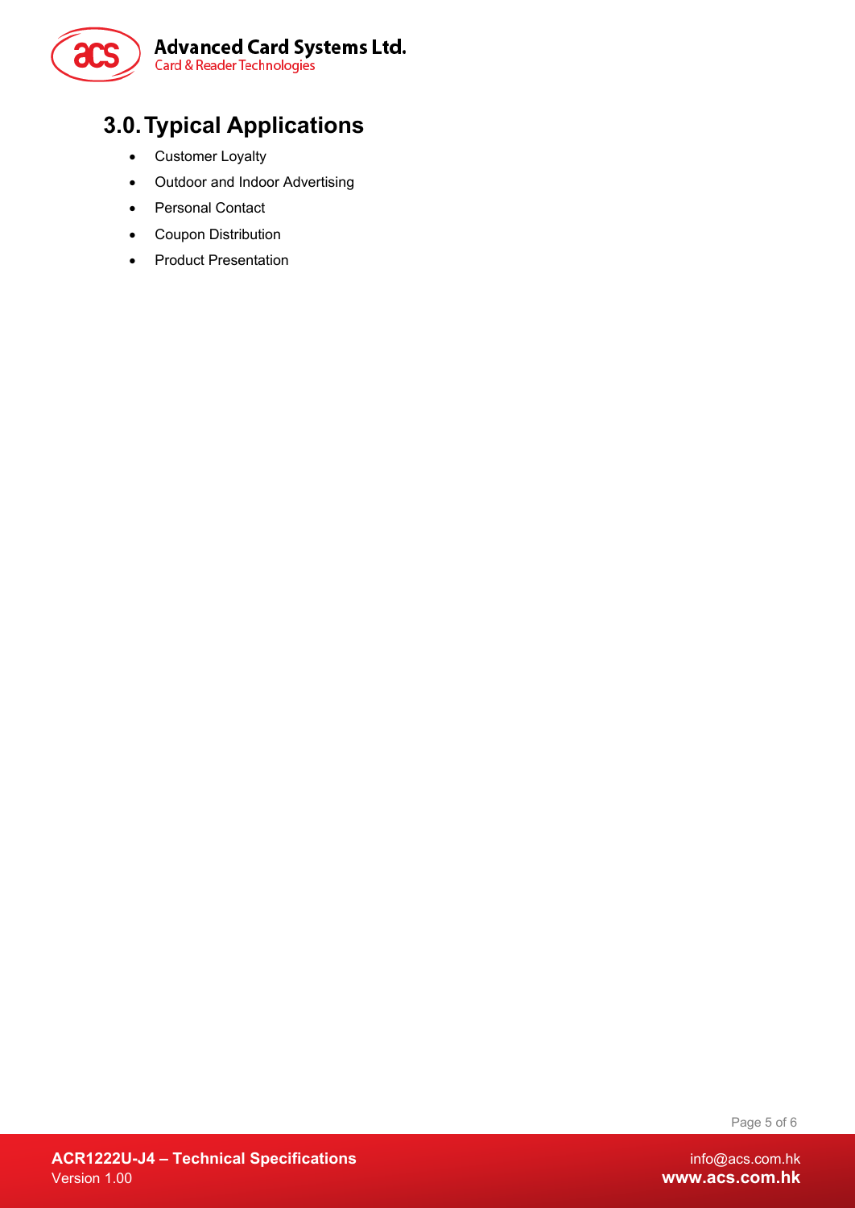## 3.0. Typical Applications

- Customer Loyalty
- Outdoor and Indoor Advertising
- Personal Contact
- Coupon Distribution
- Product Presentation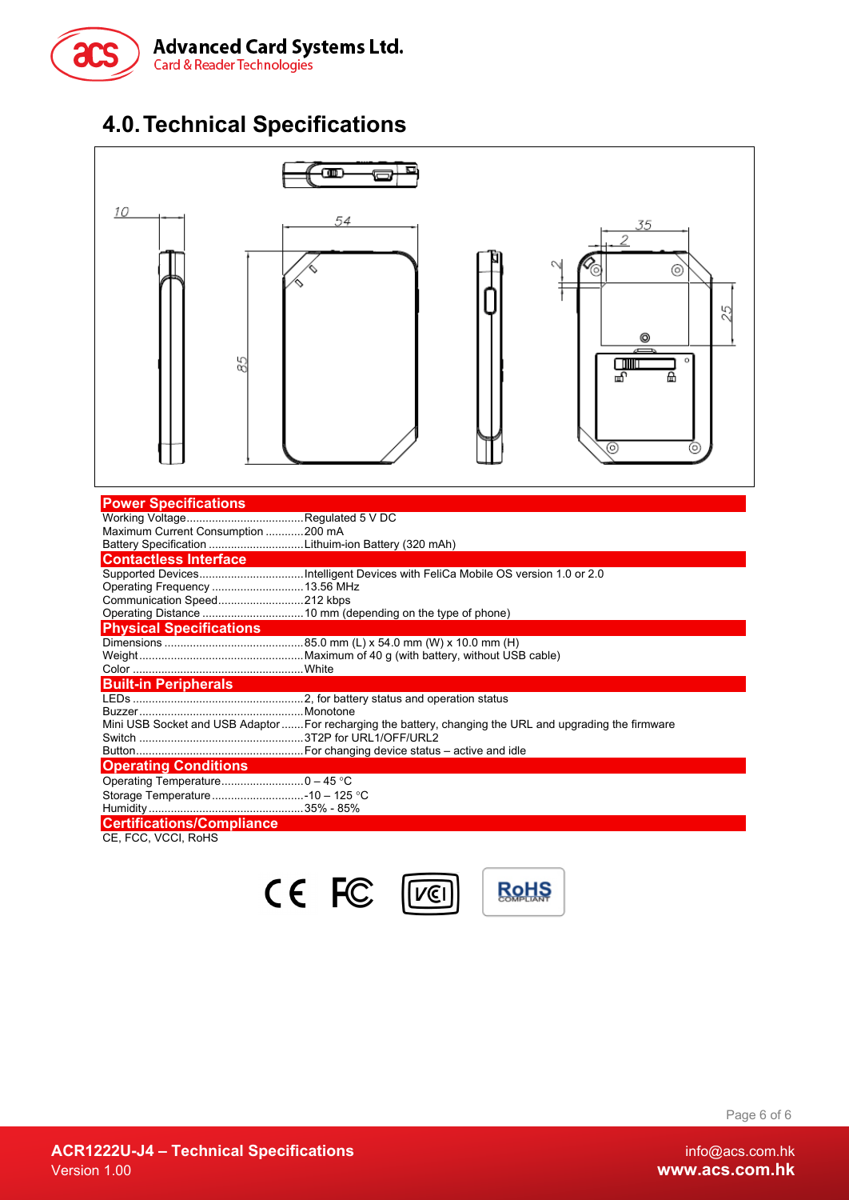# 4.0. Technical Specifications

10

54

35

2

2

85

25

## Power Specifications

Working Voltage....................................Regulated 5 V DC
Maximum Current Consumption ...........200 mA
Battery Specification ..............................Lithuim-ion Battery (320 mAh)

## Contactless Interface

Supported Devices.................................Intelligent Devices with FeliCa Mobile OS version 1.0 or 2.0
Operating Frequency .............................13.56 MHz
Communication Speed...........................212 kbps
Operating Distance ................................10 mm (depending on the type of phone)

## Physical Specifications

Dimensions ............................................85.0 mm (L) x 54.0 mm (W) x 10.0 mm (H)
Weight....................................................Maximum of 40 g (with battery, without USB cable)
Color ......................................................White

## Built-in Peripherals

LEDs ......................................................2, for battery status and operation status
Buzzer....................................................Monotone
Mini USB Socket and USB Adaptor.......For recharging the battery, changing the URL and upgrading the firmware
Switch ....................................................3T2P for URL1/OFF/URL2
Button....................................................For changing device status – active and idle

## Operating Conditions

Operating Temperature..........................0 – 45 °C
Storage Temperature.............................-10 – 125 °C
Humidity.................................................35% - 85%

## Certifications/Compliance

CE, FCC, VCCI, RoHS